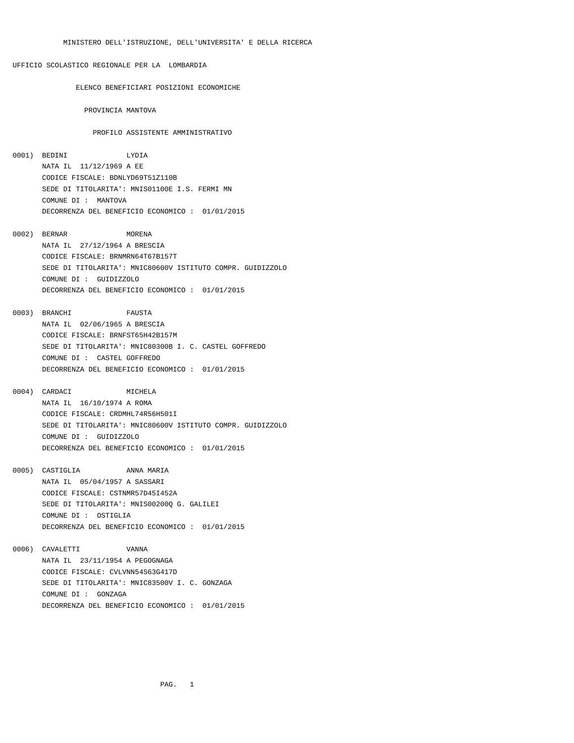MINISTERO DELL'ISTRUZIONE, DELL'UNIVERSITA' E DELLA RICERCA

UFFICIO SCOLASTICO REGIONALE PER LA LOMBARDIA

ELENCO BENEFICIARI POSIZIONI ECONOMICHE

PROVINCIA MANTOVA

PROFILO ASSISTENTE AMMINISTRATIVO

0001) BEDINI LYDIA
NATA IL 11/12/1969 A EE
CODICE FISCALE: BDNLYD69T51Z110B
SEDE DI TITOLARITA': MNIS01100E I.S. FERMI MN
COMUNE DI : MANTOVA
DECORRENZA DEL BENEFICIO ECONOMICO : 01/01/2015

0002) BERNAR MORENA
NATA IL 27/12/1964 A BRESCIA
CODICE FISCALE: BRNMRN64T67B157T
SEDE DI TITOLARITA': MNIC80600V ISTITUTO COMPR. GUIDIZZOLO
COMUNE DI : GUIDIZZOLO
DECORRENZA DEL BENEFICIO ECONOMICO : 01/01/2015

0003) BRANCHI FAUSTA
NATA IL 02/06/1965 A BRESCIA
CODICE FISCALE: BRNFST65H42B157M
SEDE DI TITOLARITA': MNIC80300B I. C. CASTEL GOFFREDO
COMUNE DI : CASTEL GOFFREDO
DECORRENZA DEL BENEFICIO ECONOMICO : 01/01/2015

0004) CARDACI MICHELA
NATA IL 16/10/1974 A ROMA
CODICE FISCALE: CRDMHL74R56H501I
SEDE DI TITOLARITA': MNIC80600V ISTITUTO COMPR. GUIDIZZOLO
COMUNE DI : GUIDIZZOLO
DECORRENZA DEL BENEFICIO ECONOMICO : 01/01/2015

0005) CASTIGLIA ANNA MARIA
NATA IL 05/04/1957 A SASSARI
CODICE FISCALE: CSTNMR57D45I452A
SEDE DI TITOLARITA': MNIS00200Q G. GALILEI
COMUNE DI : OSTIGLIA
DECORRENZA DEL BENEFICIO ECONOMICO : 01/01/2015

0006) CAVALETTI VANNA
NATA IL 23/11/1954 A PEGOGNAGA
CODICE FISCALE: CVLVNN54S63G417D
SEDE DI TITOLARITA': MNIC83500V I. C. GONZAGA
COMUNE DI : GONZAGA
DECORRENZA DEL BENEFICIO ECONOMICO : 01/01/2015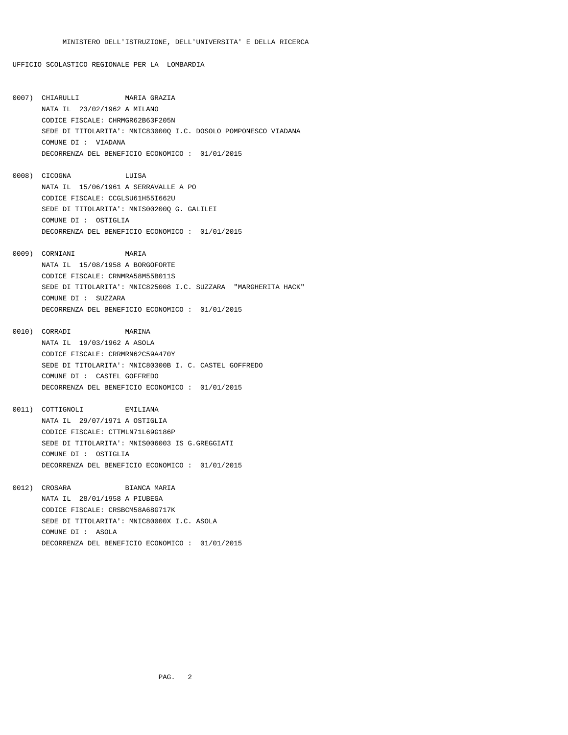MINISTERO DELL'ISTRUZIONE, DELL'UNIVERSITA' E DELLA RICERCA

UFFICIO SCOLASTICO REGIONALE PER LA LOMBARDIA

0007) CHIARULLI MARIA GRAZIA
NATA IL 23/02/1962 A MILANO
CODICE FISCALE: CHRMGR62B63F205N
SEDE DI TITOLARITA': MNIC83000Q I.C. DOSOLO POMPONESCO VIADANA
COMUNE DI : VIADANA
DECORRENZA DEL BENEFICIO ECONOMICO : 01/01/2015

0008) CICOGNA LUISA
NATA IL 15/06/1961 A SERRAVALLE A PO
CODICE FISCALE: CCGLSU61H55I662U
SEDE DI TITOLARITA': MNIS00200Q G. GALILEI
COMUNE DI : OSTIGLIA
DECORRENZA DEL BENEFICIO ECONOMICO : 01/01/2015

0009) CORNIANI MARIA
NATA IL 15/08/1958 A BORGOFORTE
CODICE FISCALE: CRNMRA58M55B011S
SEDE DI TITOLARITA': MNIC825008 I.C. SUZZARA "MARGHERITA HACK"
COMUNE DI : SUZZARA
DECORRENZA DEL BENEFICIO ECONOMICO : 01/01/2015

0010) CORRADI MARINA
NATA IL 19/03/1962 A ASOLA
CODICE FISCALE: CRRMRN62C59A470Y
SEDE DI TITOLARITA': MNIC80300B I. C. CASTEL GOFFREDO
COMUNE DI : CASTEL GOFFREDO
DECORRENZA DEL BENEFICIO ECONOMICO : 01/01/2015

0011) COTTIGNOLI EMILIANA
NATA IL 29/07/1971 A OSTIGLIA
CODICE FISCALE: CTTMLN71L69G186P
SEDE DI TITOLARITA': MNIS006003 IS G.GREGGIATI
COMUNE DI : OSTIGLIA
DECORRENZA DEL BENEFICIO ECONOMICO : 01/01/2015

0012) CROSARA BIANCA MARIA
NATA IL 28/01/1958 A PIUBEGA
CODICE FISCALE: CRSBCM58A68G717K
SEDE DI TITOLARITA': MNIC80000X I.C. ASOLA
COMUNE DI : ASOLA
DECORRENZA DEL BENEFICIO ECONOMICO : 01/01/2015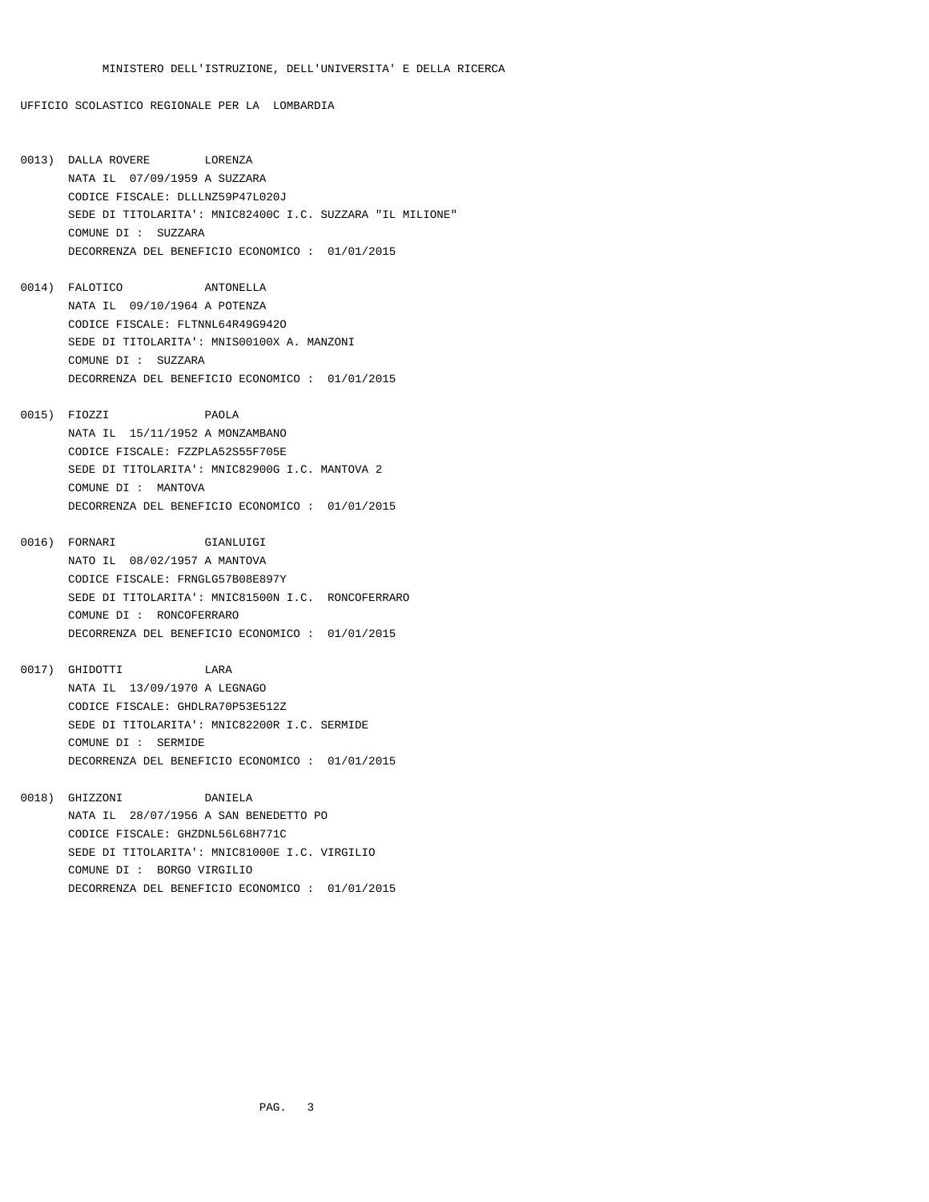MINISTERO DELL'ISTRUZIONE, DELL'UNIVERSITA' E DELLA RICERCA

UFFICIO SCOLASTICO REGIONALE PER LA LOMBARDIA

0013) DALLA ROVERE LORENZA
NATA IL 07/09/1959 A SUZZARA
CODICE FISCALE: DLLLNZ59P47L020J
SEDE DI TITOLARITA': MNIC82400C I.C. SUZZARA "IL MILIONE"
COMUNE DI : SUZZARA
DECORRENZA DEL BENEFICIO ECONOMICO : 01/01/2015

0014) FALOTICO ANTONELLA
NATA IL 09/10/1964 A POTENZA
CODICE FISCALE: FLTNNL64R49G942O
SEDE DI TITOLARITA': MNIS00100X A. MANZONI
COMUNE DI : SUZZARA
DECORRENZA DEL BENEFICIO ECONOMICO : 01/01/2015

0015) FIOZZI PAOLA
NATA IL 15/11/1952 A MONZAMBANO
CODICE FISCALE: FZZPLA52S55F705E
SEDE DI TITOLARITA': MNIC82900G I.C. MANTOVA 2
COMUNE DI : MANTOVA
DECORRENZA DEL BENEFICIO ECONOMICO : 01/01/2015

0016) FORNARI GIANLUIGI
NATO IL 08/02/1957 A MANTOVA
CODICE FISCALE: FRNGLG57B08E897Y
SEDE DI TITOLARITA': MNIC81500N I.C. RONCOFERRARO
COMUNE DI : RONCOFERRARO
DECORRENZA DEL BENEFICIO ECONOMICO : 01/01/2015

0017) GHIDOTTI LARA
NATA IL 13/09/1970 A LEGNAGO
CODICE FISCALE: GHDLRA70P53E512Z
SEDE DI TITOLARITA': MNIC82200R I.C. SERMIDE
COMUNE DI : SERMIDE
DECORRENZA DEL BENEFICIO ECONOMICO : 01/01/2015

0018) GHIZZONI DANIELA
NATA IL 28/07/1956 A SAN BENEDETTO PO
CODICE FISCALE: GHZDNL56L68H771C
SEDE DI TITOLARITA': MNIC81000E I.C. VIRGILIO
COMUNE DI : BORGO VIRGILIO
DECORRENZA DEL BENEFICIO ECONOMICO : 01/01/2015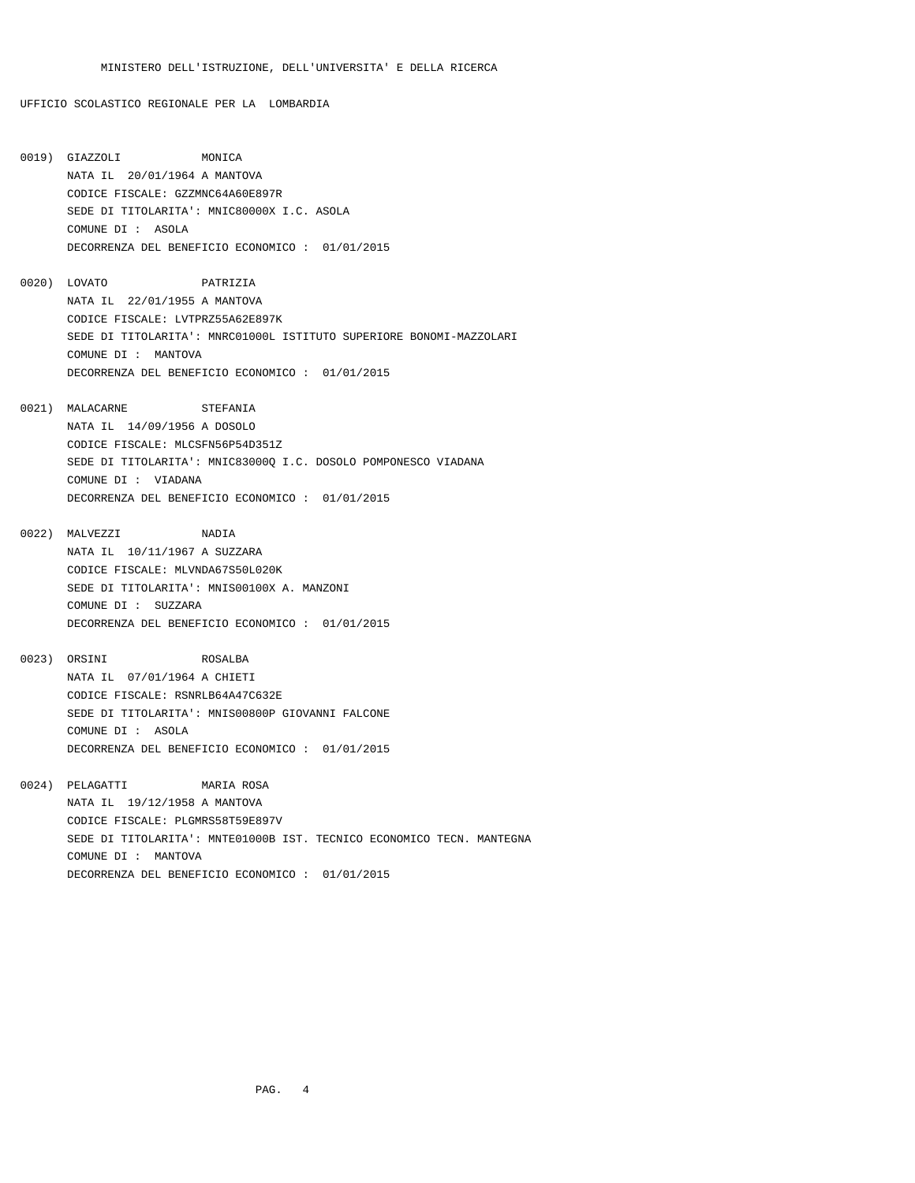MINISTERO DELL'ISTRUZIONE, DELL'UNIVERSITA' E DELLA RICERCA

UFFICIO SCOLASTICO REGIONALE PER LA LOMBARDIA

0019) GIAZZOLI MONICA
NATA IL 20/01/1964 A MANTOVA
CODICE FISCALE: GZZMNC64A60E897R
SEDE DI TITOLARITA': MNIC80000X I.C. ASOLA
COMUNE DI : ASOLA
DECORRENZA DEL BENEFICIO ECONOMICO : 01/01/2015

0020) LOVATO PATRIZIA
NATA IL 22/01/1955 A MANTOVA
CODICE FISCALE: LVTPRZ55A62E897K
SEDE DI TITOLARITA': MNRC01000L ISTITUTO SUPERIORE BONOMI-MAZZOLARI
COMUNE DI : MANTOVA
DECORRENZA DEL BENEFICIO ECONOMICO : 01/01/2015

0021) MALACARNE STEFANIA
NATA IL 14/09/1956 A DOSOLO
CODICE FISCALE: MLCSFN56P54D351Z
SEDE DI TITOLARITA': MNIC83000Q I.C. DOSOLO POMPONESCO VIADANA
COMUNE DI : VIADANA
DECORRENZA DEL BENEFICIO ECONOMICO : 01/01/2015

0022) MALVEZZI NADIA
NATA IL 10/11/1967 A SUZZARA
CODICE FISCALE: MLVNDA67S50L020K
SEDE DI TITOLARITA': MNIS00100X A. MANZONI
COMUNE DI : SUZZARA
DECORRENZA DEL BENEFICIO ECONOMICO : 01/01/2015

0023) ORSINI ROSALBA
NATA IL 07/01/1964 A CHIETI
CODICE FISCALE: RSNRLB64A47C632E
SEDE DI TITOLARITA': MNIS00800P GIOVANNI FALCONE
COMUNE DI : ASOLA
DECORRENZA DEL BENEFICIO ECONOMICO : 01/01/2015

0024) PELAGATTI MARIA ROSA
NATA IL 19/12/1958 A MANTOVA
CODICE FISCALE: PLGMRS58T59E897V
SEDE DI TITOLARITA': MNTE01000B IST. TECNICO ECONOMICO TECN. MANTEGNA
COMUNE DI : MANTOVA
DECORRENZA DEL BENEFICIO ECONOMICO : 01/01/2015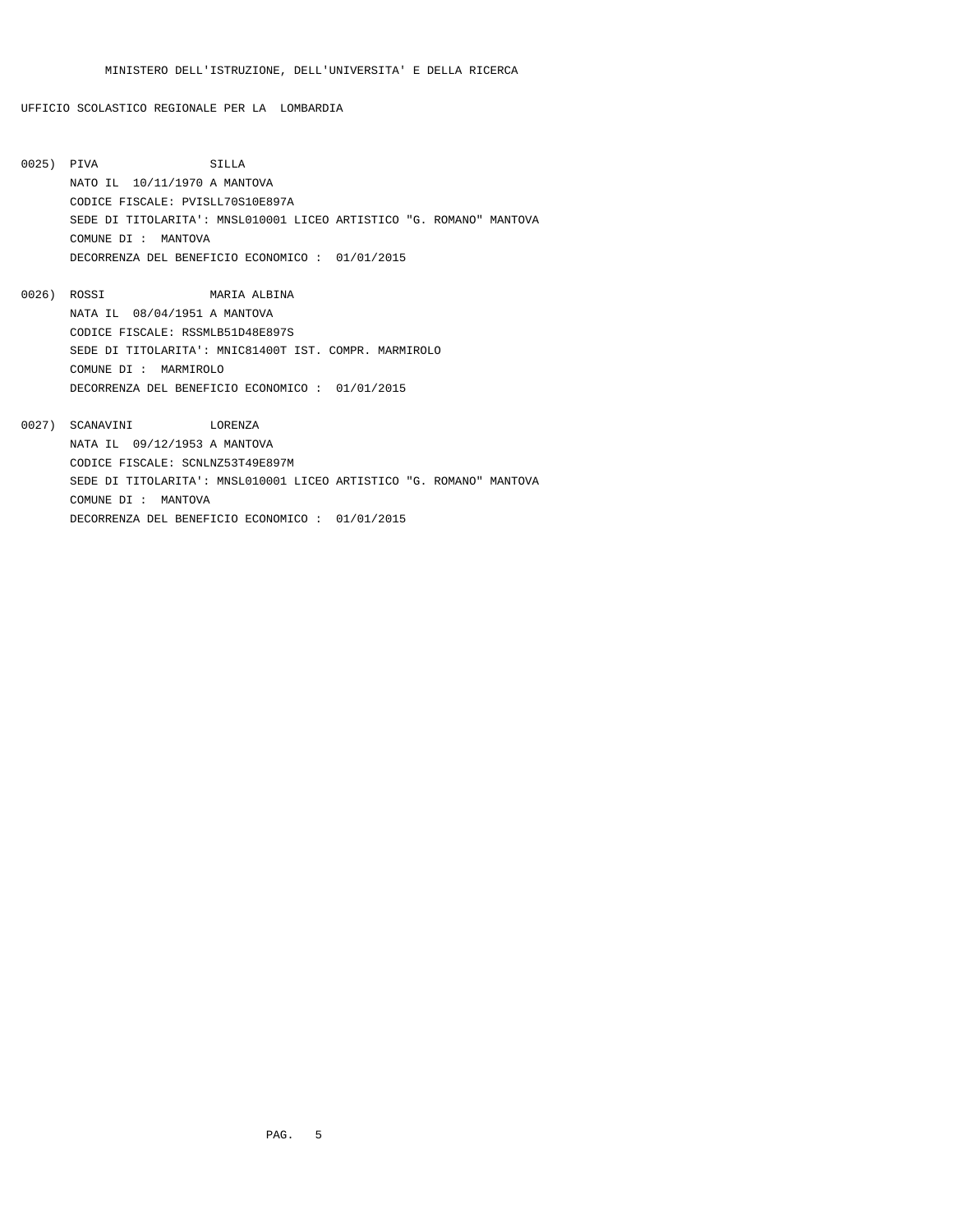MINISTERO DELL'ISTRUZIONE, DELL'UNIVERSITA' E DELLA RICERCA

UFFICIO SCOLASTICO REGIONALE PER LA LOMBARDIA

0025) PIVA SILLA
NATO IL 10/11/1970 A MANTOVA
CODICE FISCALE: PVISLL70S10E897A
SEDE DI TITOLARITA': MNSL010001 LICEO ARTISTICO "G. ROMANO" MANTOVA
COMUNE DI : MANTOVA
DECORRENZA DEL BENEFICIO ECONOMICO : 01/01/2015

0026) ROSSI MARIA ALBINA
NATA IL 08/04/1951 A MANTOVA
CODICE FISCALE: RSSMLB51D48E897S
SEDE DI TITOLARITA': MNIC81400T IST. COMPR. MARMIROLO
COMUNE DI : MARMIROLO
DECORRENZA DEL BENEFICIO ECONOMICO : 01/01/2015

0027) SCANAVINI LORENZA
NATA IL 09/12/1953 A MANTOVA
CODICE FISCALE: SCNLNZ53T49E897M
SEDE DI TITOLARITA': MNSL010001 LICEO ARTISTICO "G. ROMANO" MANTOVA
COMUNE DI : MANTOVA
DECORRENZA DEL BENEFICIO ECONOMICO : 01/01/2015